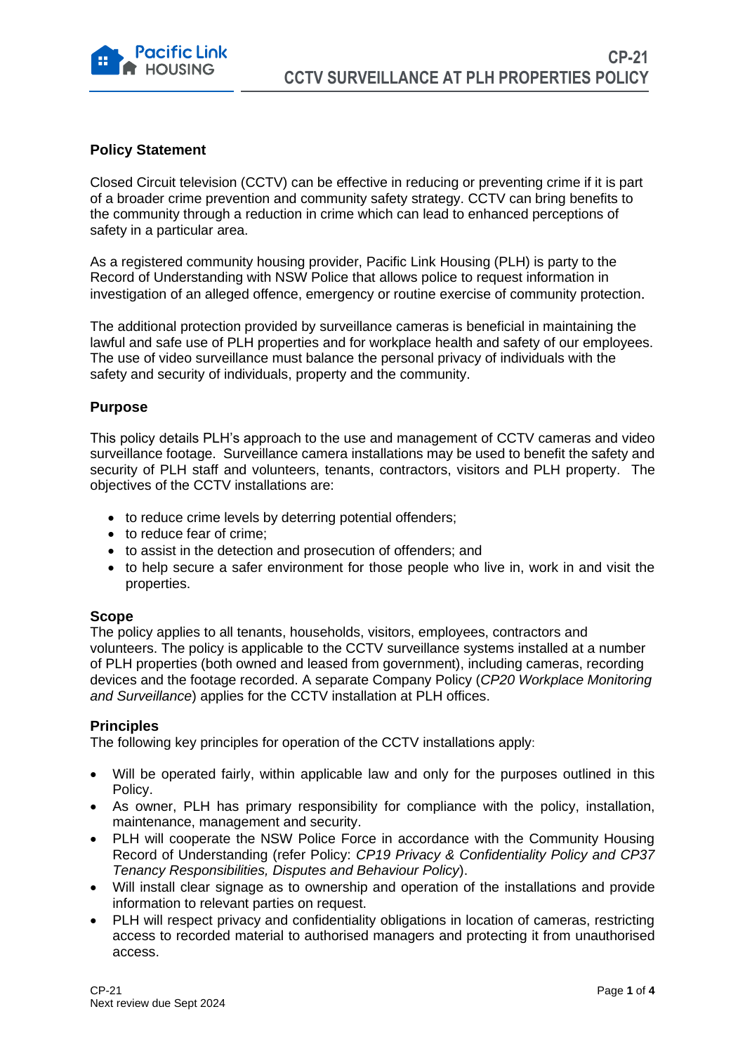# CP-21
# CCTV SURVEILLANCE AT PLH PROPERTIES POLICY

## Policy Statement

Closed Circuit television (CCTV) can be effective in reducing or preventing crime if it is part of a broader crime prevention and community safety strategy. CCTV can bring benefits to the community through a reduction in crime which can lead to enhanced perceptions of safety in a particular area.

As a registered community housing provider, Pacific Link Housing (PLH) is party to the Record of Understanding with NSW Police that allows police to request information in investigation of an alleged offence, emergency or routine exercise of community protection.

The additional protection provided by surveillance cameras is beneficial in maintaining the lawful and safe use of PLH properties and for workplace health and safety of our employees. The use of video surveillance must balance the personal privacy of individuals with the safety and security of individuals, property and the community.

## Purpose

This policy details PLH's approach to the use and management of CCTV cameras and video surveillance footage. Surveillance camera installations may be used to benefit the safety and security of PLH staff and volunteers, tenants, contractors, visitors and PLH property. The objectives of the CCTV installations are:

- to reduce crime levels by deterring potential offenders;
- to reduce fear of crime;
- to assist in the detection and prosecution of offenders; and
- to help secure a safer environment for those people who live in, work in and visit the properties.

## Scope

The policy applies to all tenants, households, visitors, employees, contractors and volunteers. The policy is applicable to the CCTV surveillance systems installed at a number of PLH properties (both owned and leased from government), including cameras, recording devices and the footage recorded. A separate Company Policy (*CP20 Workplace Monitoring and Surveillance*) applies for the CCTV installation at PLH offices.

## Principles

The following key principles for operation of the CCTV installations apply:

- Will be operated fairly, within applicable law and only for the purposes outlined in this Policy.
- As owner, PLH has primary responsibility for compliance with the policy, installation, maintenance, management and security.
- PLH will cooperate the NSW Police Force in accordance with the Community Housing Record of Understanding (refer Policy: *CP19 Privacy & Confidentiality Policy and CP37 Tenancy Responsibilities, Disputes and Behaviour Policy*).
- Will install clear signage as to ownership and operation of the installations and provide information to relevant parties on request.
- PLH will respect privacy and confidentiality obligations in location of cameras, restricting access to recorded material to authorised managers and protecting it from unauthorised access.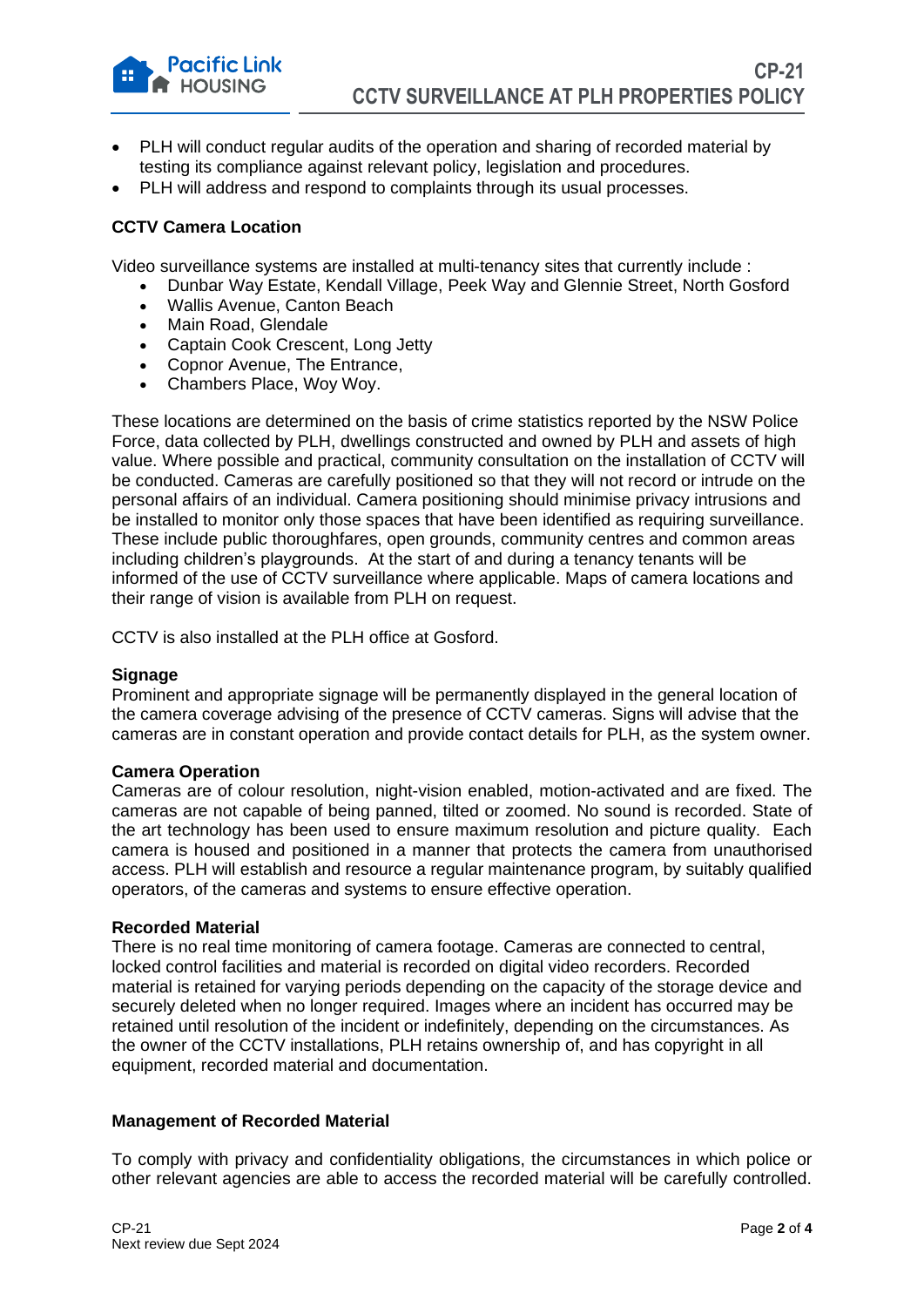- PLH will conduct regular audits of the operation and sharing of recorded material by testing its compliance against relevant policy, legislation and procedures.
- PLH will address and respond to complaints through its usual processes.

**CCTV Camera Location**

Video surveillance systems are installed at multi-tenancy sites that currently include :

- Dunbar Way Estate, Kendall Village, Peek Way and Glennie Street, North Gosford
- Wallis Avenue, Canton Beach
- Main Road, Glendale
- Captain Cook Crescent, Long Jetty
- Copnor Avenue, The Entrance,
- Chambers Place, Woy Woy.

These locations are determined on the basis of crime statistics reported by the NSW Police Force, data collected by PLH, dwellings constructed and owned by PLH and assets of high value. Where possible and practical, community consultation on the installation of CCTV will be conducted. Cameras are carefully positioned so that they will not record or intrude on the personal affairs of an individual. Camera positioning should minimise privacy intrusions and be installed to monitor only those spaces that have been identified as requiring surveillance. These include public thoroughfares, open grounds, community centres and common areas including children's playgrounds. At the start of and during a tenancy tenants will be informed of the use of CCTV surveillance where applicable. Maps of camera locations and their range of vision is available from PLH on request.

CCTV is also installed at the PLH office at Gosford.

**Signage**
Prominent and appropriate signage will be permanently displayed in the general location of the camera coverage advising of the presence of CCTV cameras. Signs will advise that the cameras are in constant operation and provide contact details for PLH, as the system owner.

**Camera Operation**
Cameras are of colour resolution, night-vision enabled, motion-activated and are fixed. The cameras are not capable of being panned, tilted or zoomed. No sound is recorded. State of the art technology has been used to ensure maximum resolution and picture quality. Each camera is housed and positioned in a manner that protects the camera from unauthorised access. PLH will establish and resource a regular maintenance program, by suitably qualified operators, of the cameras and systems to ensure effective operation.

**Recorded Material**
There is no real time monitoring of camera footage. Cameras are connected to central, locked control facilities and material is recorded on digital video recorders. Recorded material is retained for varying periods depending on the capacity of the storage device and securely deleted when no longer required. Images where an incident has occurred may be retained until resolution of the incident or indefinitely, depending on the circumstances. As the owner of the CCTV installations, PLH retains ownership of, and has copyright in all equipment, recorded material and documentation.

**Management of Recorded Material**

To comply with privacy and confidentiality obligations, the circumstances in which police or other relevant agencies are able to access the recorded material will be carefully controlled.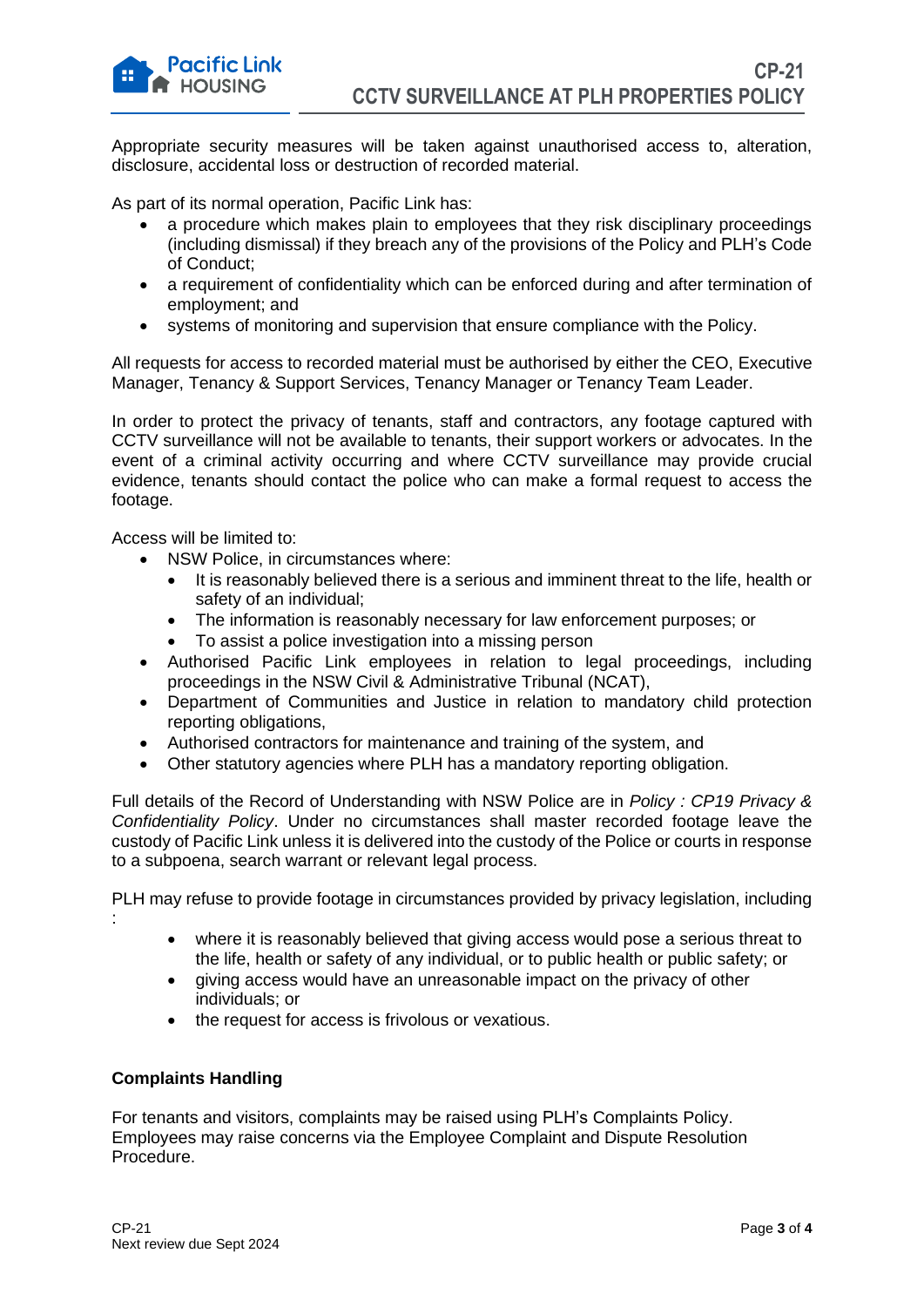Appropriate security measures will be taken against unauthorised access to, alteration, disclosure, accidental loss or destruction of recorded material.

As part of its normal operation, Pacific Link has:

- a procedure which makes plain to employees that they risk disciplinary proceedings (including dismissal) if they breach any of the provisions of the Policy and PLH's Code of Conduct;
- a requirement of confidentiality which can be enforced during and after termination of employment; and
- systems of monitoring and supervision that ensure compliance with the Policy.

All requests for access to recorded material must be authorised by either the CEO, Executive Manager, Tenancy & Support Services, Tenancy Manager or Tenancy Team Leader.

In order to protect the privacy of tenants, staff and contractors, any footage captured with CCTV surveillance will not be available to tenants, their support workers or advocates. In the event of a criminal activity occurring and where CCTV surveillance may provide crucial evidence, tenants should contact the police who can make a formal request to access the footage.

Access will be limited to:

- NSW Police, in circumstances where:
  - It is reasonably believed there is a serious and imminent threat to the life, health or safety of an individual;
  - The information is reasonably necessary for law enforcement purposes; or
  - To assist a police investigation into a missing person
- Authorised Pacific Link employees in relation to legal proceedings, including proceedings in the NSW Civil & Administrative Tribunal (NCAT),
- Department of Communities and Justice in relation to mandatory child protection reporting obligations,
- Authorised contractors for maintenance and training of the system, and
- Other statutory agencies where PLH has a mandatory reporting obligation.

Full details of the Record of Understanding with NSW Police are in *Policy : CP19 Privacy & Confidentiality Policy*. Under no circumstances shall master recorded footage leave the custody of Pacific Link unless it is delivered into the custody of the Police or courts in response to a subpoena, search warrant or relevant legal process.

PLH may refuse to provide footage in circumstances provided by privacy legislation, including :

- where it is reasonably believed that giving access would pose a serious threat to the life, health or safety of any individual, or to public health or public safety; or
- giving access would have an unreasonable impact on the privacy of other individuals; or
- the request for access is frivolous or vexatious.

**Complaints Handling**

For tenants and visitors, complaints may be raised using PLH's Complaints Policy. Employees may raise concerns via the Employee Complaint and Dispute Resolution Procedure.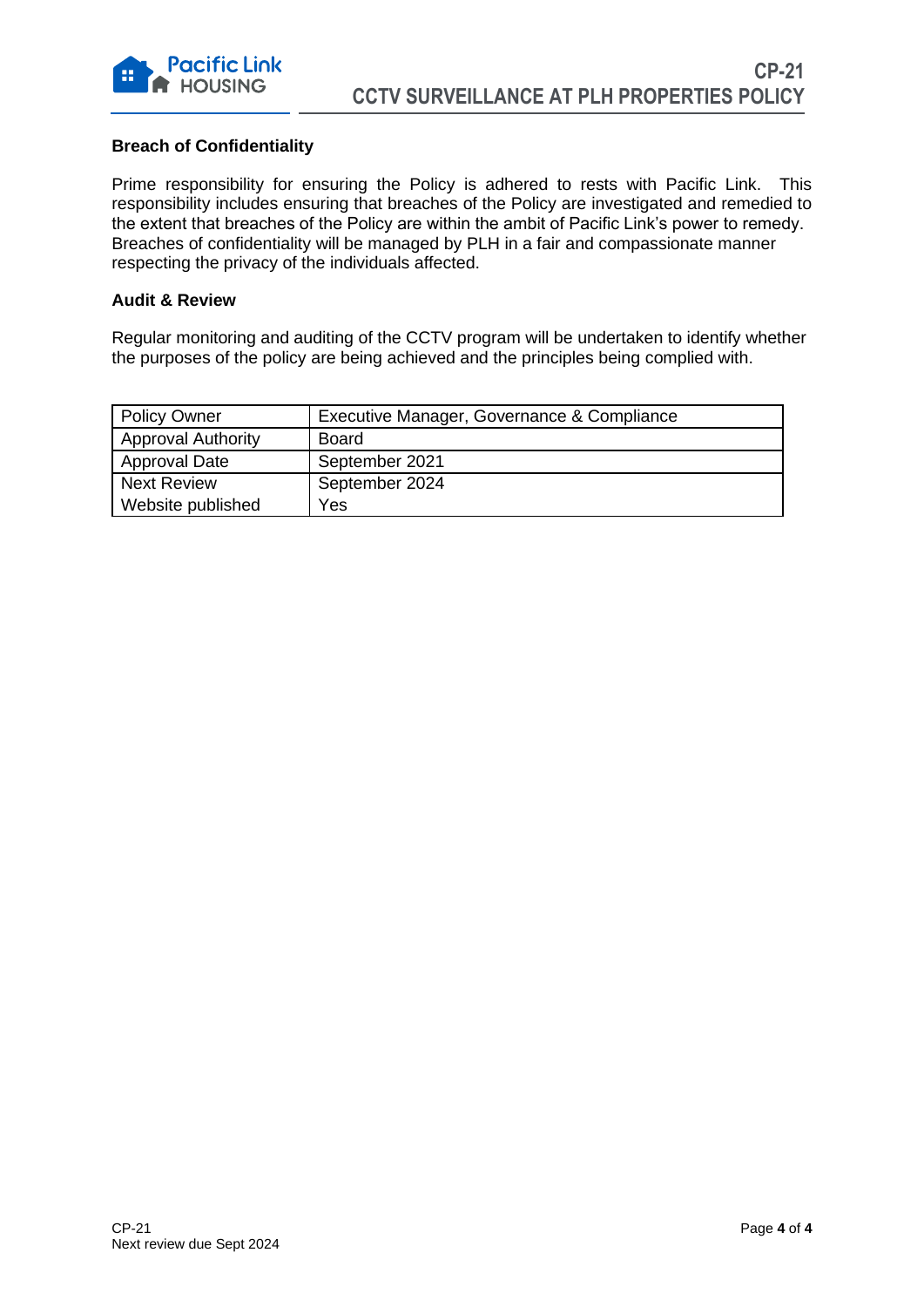### Breach of Confidentiality

Prime responsibility for ensuring the Policy is adhered to rests with Pacific Link. This responsibility includes ensuring that breaches of the Policy are investigated and remedied to the extent that breaches of the Policy are within the ambit of Pacific Link's power to remedy. Breaches of confidentiality will be managed by PLH in a fair and compassionate manner respecting the privacy of the individuals affected.

### Audit & Review

Regular monitoring and auditing of the CCTV program will be undertaken to identify whether the purposes of the policy are being achieved and the principles being complied with.

| | |
|---|---|
| Policy Owner | Executive Manager, Governance & Compliance |
| Approval Authority | Board |
| Approval Date | September 2021 |
| Next Review | September 2024 |
| Website published | Yes |